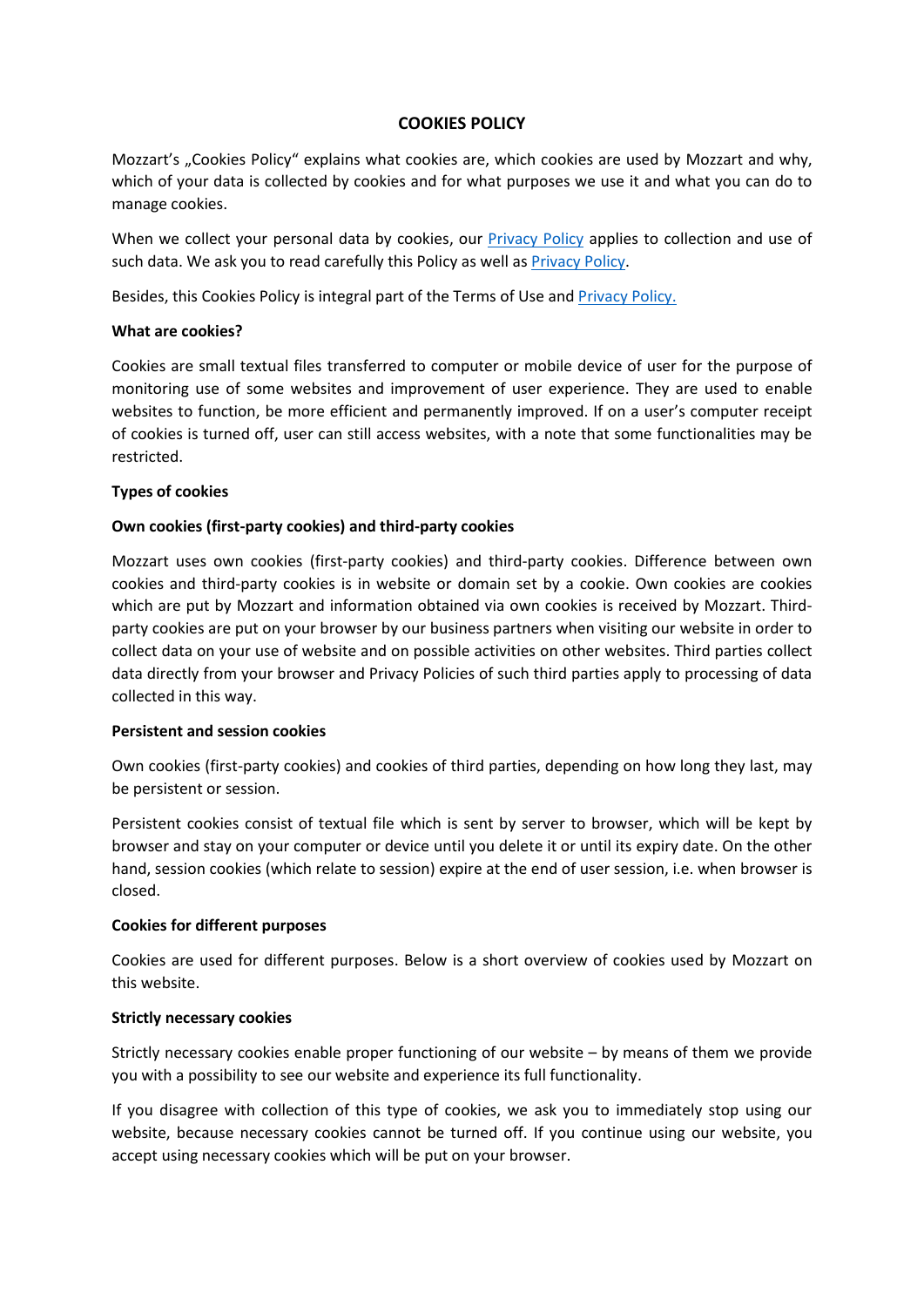# COOKIES POLICY

Mozzart's „Cookies Policy" explains what cookies are, which cookies are used by Mozzart and why, which of your data is collected by cookies and for what purposes we use it and what you can do to manage cookies.

When we collect your personal data by cookies, our Privacy Policy applies to collection and use of such data. We ask you to read carefully this Policy as well as Privacy Policy.

Besides, this Cookies Policy is integral part of the Terms of Use and Privacy Policy.

**What are cookies?**

Cookies are small textual files transferred to computer or mobile device of user for the purpose of monitoring use of some websites and improvement of user experience. They are used to enable websites to function, be more efficient and permanently improved. If on a user's computer receipt of cookies is turned off, user can still access websites, with a note that some functionalities may be restricted.

**Types of cookies**

**Own cookies (first-party cookies) and third-party cookies**

Mozzart uses own cookies (first-party cookies) and third-party cookies. Difference between own cookies and third-party cookies is in website or domain set by a cookie. Own cookies are cookies which are put by Mozzart and information obtained via own cookies is received by Mozzart. Third-party cookies are put on your browser by our business partners when visiting our website in order to collect data on your use of website and on possible activities on other websites. Third parties collect data directly from your browser and Privacy Policies of such third parties apply to processing of data collected in this way.

**Persistent and session cookies**

Own cookies (first-party cookies) and cookies of third parties, depending on how long they last, may be persistent or session.

Persistent cookies consist of textual file which is sent by server to browser, which will be kept by browser and stay on your computer or device until you delete it or until its expiry date. On the other hand, session cookies (which relate to session) expire at the end of user session, i.e. when browser is closed.

**Cookies for different purposes**

Cookies are used for different purposes. Below is a short overview of cookies used by Mozzart on this website.

**Strictly necessary cookies**

Strictly necessary cookies enable proper functioning of our website – by means of them we provide you with a possibility to see our website and experience its full functionality.

If you disagree with collection of this type of cookies, we ask you to immediately stop using our website, because necessary cookies cannot be turned off. If you continue using our website, you accept using necessary cookies which will be put on your browser.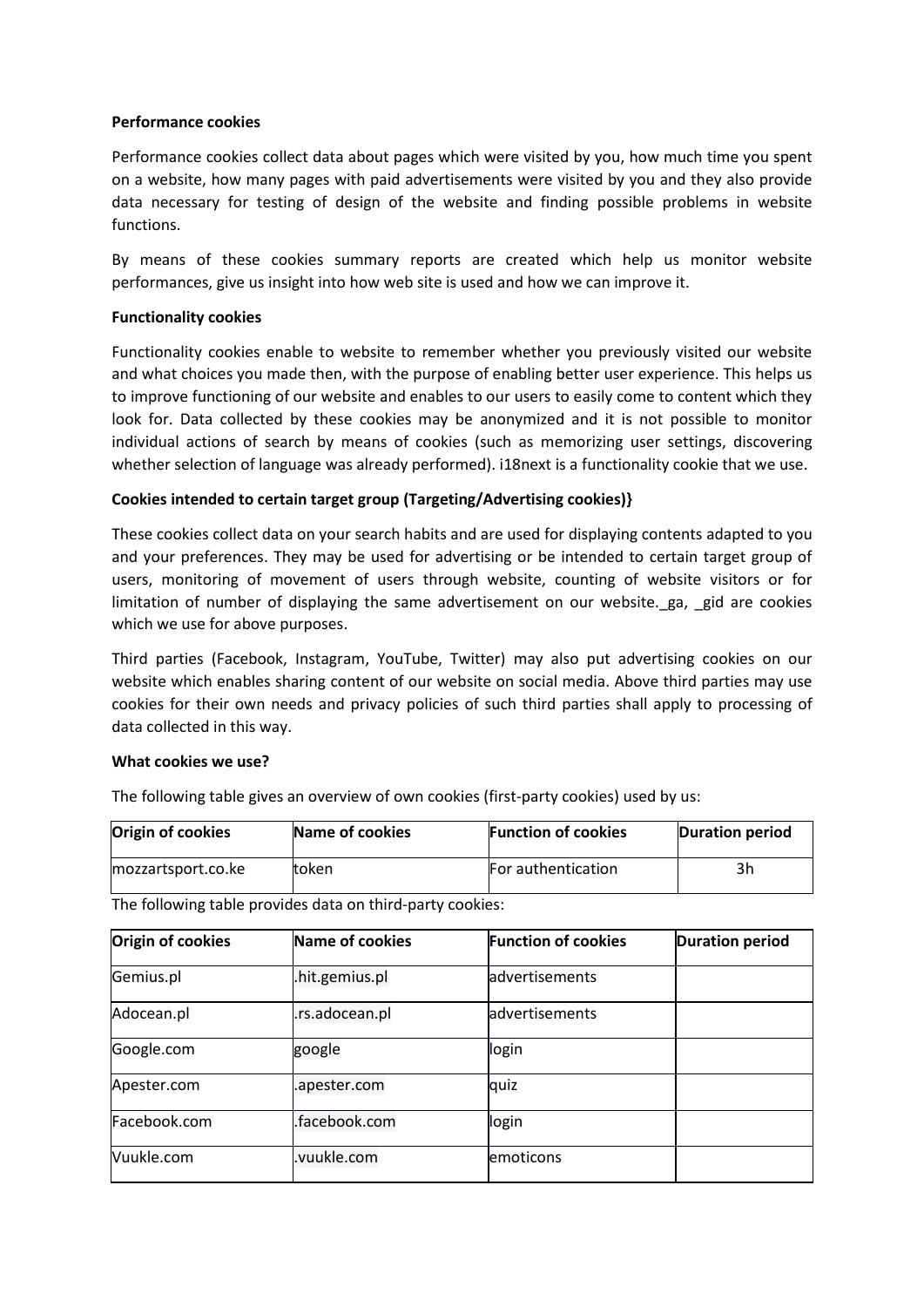**Performance cookies**

Performance cookies collect data about pages which were visited by you, how much time you spent on a website, how many pages with paid advertisements were visited by you and they also provide data necessary for testing of design of the website and finding possible problems in website functions.

By means of these cookies summary reports are created which help us monitor website performances, give us insight into how web site is used and how we can improve it.

**Functionality cookies**

Functionality cookies enable to website to remember whether you previously visited our website and what choices you made then, with the purpose of enabling better user experience. This helps us to improve functioning of our website and enables to our users to easily come to content which they look for. Data collected by these cookies may be anonymized and it is not possible to monitor individual actions of search by means of cookies (such as memorizing user settings, discovering whether selection of language was already performed). i18next is a functionality cookie that we use.

**Cookies intended to certain target group (Targeting/Advertising cookies)}**

These cookies collect data on your search habits and are used for displaying contents adapted to you and your preferences. They may be used for advertising or be intended to certain target group of users, monitoring of movement of users through website, counting of website visitors or for limitation of number of displaying the same advertisement on our website._ga, _gid are cookies which we use for above purposes.

Third parties (Facebook, Instagram, YouTube, Twitter) may also put advertising cookies on our website which enables sharing content of our website on social media. Above third parties may use cookies for their own needs and privacy policies of such third parties shall apply to processing of data collected in this way.

**What cookies we use?**

The following table gives an overview of own cookies (first-party cookies) used by us:

| Origin of cookies | Name of cookies | Function of cookies | Duration period |
|---|---|---|---|
| mozzartsport.co.ke | token | For authentication | 3h |

The following table provides data on third-party cookies:

| Origin of cookies | Name of cookies | Function of cookies | Duration period |
|---|---|---|---|
| Gemius.pl | .hit.gemius.pl | advertisements | |
| Adocean.pl | .rs.adocean.pl | advertisements | |
| Google.com | google | login | |
| Apester.com | .apester.com | quiz | |
| Facebook.com | .facebook.com | login | |
| Vuukle.com | .vuukle.com | emoticons | |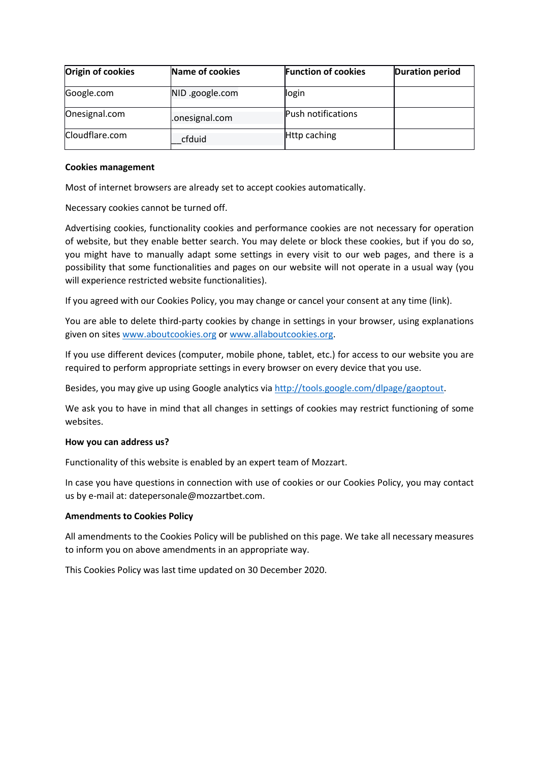| Origin of cookies | Name of cookies | Function of cookies | Duration period |
|---|---|---|---|
| Google.com | NID .google.com | login | |
| Onesignal.com | .onesignal.com | Push notifications | |
| Cloudflare.com | __cfduid | Http caching | |

**Cookies management**

Most of internet browsers are already set to accept cookies automatically.

Necessary cookies cannot be turned off.

Advertising cookies, functionality cookies and performance cookies are not necessary for operation of website, but they enable better search. You may delete or block these cookies, but if you do so, you might have to manually adapt some settings in every visit to our web pages, and there is a possibility that some functionalities and pages on our website will not operate in a usual way (you will experience restricted website functionalities).

If you agreed with our Cookies Policy, you may change or cancel your consent at any time (link).

You are able to delete third-party cookies by change in settings in your browser, using explanations given on sites www.aboutcookies.org or www.allaboutcookies.org.

If you use different devices (computer, mobile phone, tablet, etc.) for access to our website you are required to perform appropriate settings in every browser on every device that you use.

Besides, you may give up using Google analytics via http://tools.google.com/dlpage/gaoptout.

We ask you to have in mind that all changes in settings of cookies may restrict functioning of some websites.

**How you can address us?**

Functionality of this website is enabled by an expert team of Mozzart.

In case you have questions in connection with use of cookies or our Cookies Policy, you may contact us by e-mail at: datepersonale@mozzartbet.com.

**Amendments to Cookies Policy**

All amendments to the Cookies Policy will be published on this page. We take all necessary measures to inform you on above amendments in an appropriate way.

This Cookies Policy was last time updated on 30 December 2020.